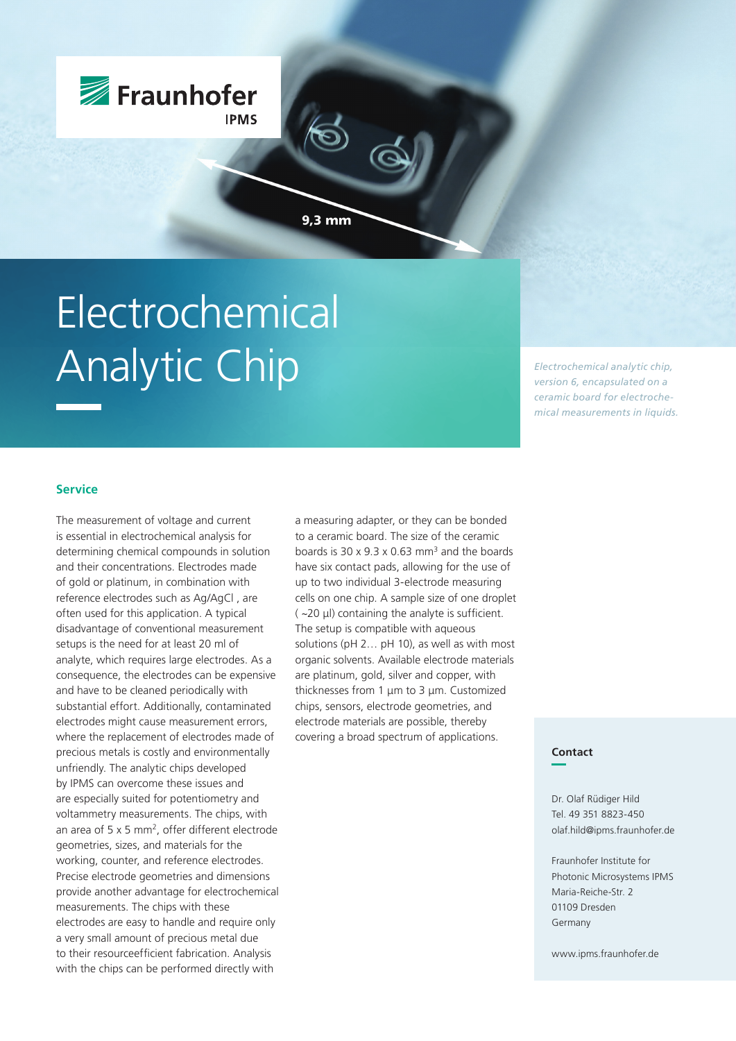Fraunhofer IPMS

9,3 mm

# Electrochemical Analytic Chip

*Electrochemical analytic chip, version 6, encapsulated on a ceramic board for electrochemical measurements in liquids.*

## Service

The measurement of voltage and current is essential in electrochemical analysis for determining chemical compounds in solution and their concentrations. Electrodes made of gold or platinum, in combination with reference electrodes such as Ag/AgCl , are often used for this application. A typical disadvantage of conventional measurement setups is the need for at least 20 ml of analyte, which requires large electrodes. As a consequence, the electrodes can be expensive and have to be cleaned periodically with substantial effort. Additionally, contaminated electrodes might cause measurement errors, where the replacement of electrodes made of precious metals is costly and environmentally unfriendly. The analytic chips developed by IPMS can overcome these issues and are especially suited for potentiometry and voltammetry measurements. The chips, with an area of 5 x 5 $mm^2$, offer different electrode geometries, sizes, and materials for the working, counter, and reference electrodes. Precise electrode geometries and dimensions provide another advantage for electrochemical measurements. The chips with these electrodes are easy to handle and require only a very small amount of precious metal due to their resourceefficient fabrication. Analysis with the chips can be performed directly with a measuring adapter, or they can be bonded to a ceramic board. The size of the ceramic boards is 30 x 9.3 x 0.63 $mm^3$ and the boards have six contact pads, allowing for the use of up to two individual 3-electrode measuring cells on one chip. A sample size of one droplet ( ~20 µl) containing the analyte is sufficient. The setup is compatible with aqueous solutions (pH 2… pH 10), as well as with most organic solvents. Available electrode materials are platinum, gold, silver and copper, with thicknesses from 1 µm to 3 µm. Customized chips, sensors, electrode geometries, and electrode materials are possible, thereby covering a broad spectrum of applications.

### Contact

Dr. Olaf Rüdiger Hild
Tel. 49 351 8823-450
olaf.hild@ipms.fraunhofer.de

Fraunhofer Institute for
Photonic Microsystems IPMS
Maria-Reiche-Str. 2
01109 Dresden
Germany

www.ipms.fraunhofer.de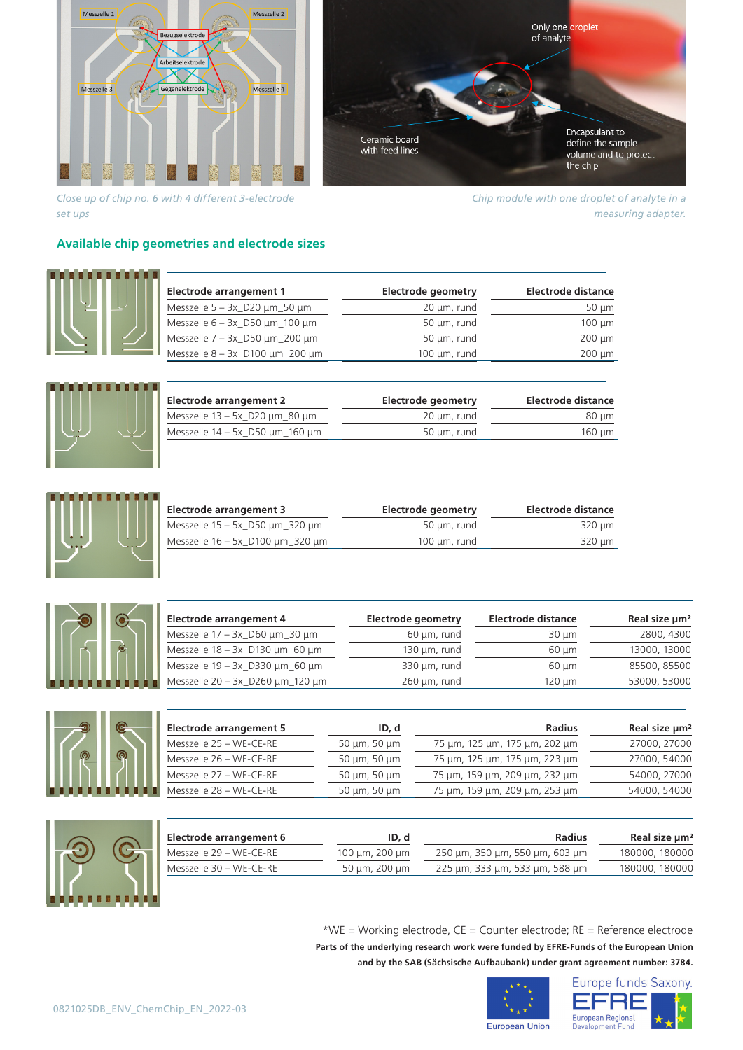Close up of chip no. 6 with 4 different 3-electrode set ups

Chip module with one droplet of analyte in a measuring adapter.

## Available chip geometries and electrode sizes

| Electrode arrangement 1 | Electrode geometry | Electrode distance |
|---|---|---|
| Messzelle 5 – 3x_D20 µm_50 µm | 20 µm, rund | 50 µm |
| Messzelle 6 – 3x_D50 µm_100 µm | 50 µm, rund | 100 µm |
| Messzelle 7 – 3x_D50 µm_200 µm | 50 µm, rund | 200 µm |
| Messzelle 8 – 3x_D100 µm_200 µm | 100 µm, rund | 200 µm |

| Electrode arrangement 2 | Electrode geometry | Electrode distance |
|---|---|---|
| Messzelle 13 – 5x_D20 µm_80 µm | 20 µm, rund | 80 µm |
| Messzelle 14 – 5x_D50 µm_160 µm | 50 µm, rund | 160 µm |

| Electrode arrangement 3 | Electrode geometry | Electrode distance |
|---|---|---|
| Messzelle 15 – 5x_D50 µm_320 µm | 50 µm, rund | 320 µm |
| Messzelle 16 – 5x_D100 µm_320 µm | 100 µm, rund | 320 µm |

| Electrode arrangement 4 | Electrode geometry | Electrode distance | Real size µm² |
|---|---|---|---|
| Messzelle 17 – 3x_D60 µm_30 µm | 60 µm, rund | 30 µm | 2800, 4300 |
| Messzelle 18 – 3x_D130 µm_60 µm | 130 µm, rund | 60 µm | 13000, 13000 |
| Messzelle 19 – 3x_D330 µm_60 µm | 330 µm, rund | 60 µm | 85500, 85500 |
| Messzelle 20 – 3x_D260 µm_120 µm | 260 µm, rund | 120 µm | 53000, 53000 |

| Electrode arrangement 5 | ID, d | Radius | Real size µm² |
|---|---|---|---|
| Messzelle 25 – WE-CE-RE | 50 µm, 50 µm | 75 µm, 125 µm, 175 µm, 202 µm | 27000, 27000 |
| Messzelle 26 – WE-CE-RE | 50 µm, 50 µm | 75 µm, 125 µm, 175 µm, 223 µm | 27000, 54000 |
| Messzelle 27 – WE-CE-RE | 50 µm, 50 µm | 75 µm, 159 µm, 209 µm, 232 µm | 54000, 27000 |
| Messzelle 28 – WE-CE-RE | 50 µm, 50 µm | 75 µm, 159 µm, 209 µm, 253 µm | 54000, 54000 |

| Electrode arrangement 6 | ID, d | Radius | Real size µm² |
|---|---|---|---|
| Messzelle 29 – WE-CE-RE | 100 µm, 200 µm | 250 µm, 350 µm, 550 µm, 603 µm | 180000, 180000 |
| Messzelle 30 – WE-CE-RE | 50 µm, 200 µm | 225 µm, 333 µm, 533 µm, 588 µm | 180000, 180000 |

*WE = Working electrode, CE = Counter electrode; RE = Reference electrode

**Parts of the underlying research work were funded by EFRE-Funds of the European Union and by the SAB (Sächsische Aufbaubank) under grant agreement number: 3784.**

European Union

Europe funds Saxony. EFRE European Regional Development Fund

0821025DB_ENV_ChemChip_EN_2022-03